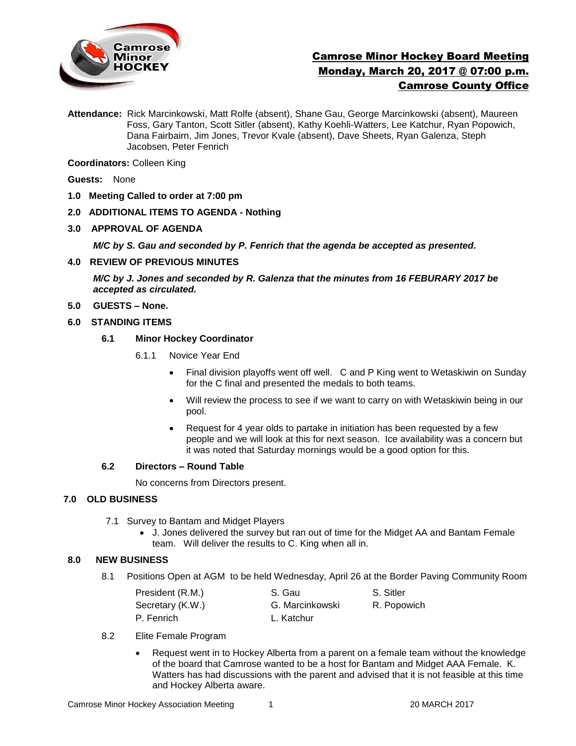# Camrose Minor Hockey Board Meeting
## Monday, March 20, 2017 @ 07:00 p.m.
## Camrose County Office

**Attendance:** Rick Marcinkowski, Matt Rolfe (absent), Shane Gau, George Marcinkowski (absent), Maureen Foss, Gary Tanton, Scott Sitler (absent), Kathy Koehli-Watters, Lee Katchur, Ryan Popowich, Dana Fairbairn, Jim Jones, Trevor Kvale (absent), Dave Sheets, Ryan Galenza, Steph Jacobsen, Peter Fenrich

**Coordinators:** Colleen King

**Guests:** None

**1.0 Meeting Called to order at 7:00 pm**

**2.0 ADDITIONAL ITEMS TO AGENDA - Nothing**

**3.0 APPROVAL OF AGENDA**

***M/C by S. Gau and seconded by P. Fenrich that the agenda be accepted as presented.***

**4.0 REVIEW OF PREVIOUS MINUTES**

***M/C by J. Jones and seconded by R. Galenza that the minutes from 16 FEBURARY 2017 be accepted as circulated.***

**5.0 GUESTS – None.**

**6.0 STANDING ITEMS**

**6.1 Minor Hockey Coordinator**

6.1.1 Novice Year End

- Final division playoffs went off well. C and P King went to Wetaskiwin on Sunday for the C final and presented the medals to both teams.
- Will review the process to see if we want to carry on with Wetaskiwin being in our pool.
- Request for 4 year olds to partake in initiation has been requested by a few people and we will look at this for next season. Ice availability was a concern but it was noted that Saturday mornings would be a good option for this.

**6.2 Directors – Round Table**

No concerns from Directors present.

**7.0 OLD BUSINESS**

7.1 Survey to Bantam and Midget Players

- J. Jones delivered the survey but ran out of time for the Midget AA and Bantam Female team. Will deliver the results to C. King when all in.

**8.0 NEW BUSINESS**

8.1 Positions Open at AGM to be held Wednesday, April 26 at the Border Paving Community Room

| | | |
|---|---|---|
| President (R.M.) | S. Gau | S. Sitler |
| Secretary (K.W.) | G. Marcinkowski | R. Popowich |
| P. Fenrich | L. Katchur | |

8.2 Elite Female Program

- Request went in to Hockey Alberta from a parent on a female team without the knowledge of the board that Camrose wanted to be a host for Bantam and Midget AAA Female. K. Watters has had discussions with the parent and advised that it is not feasible at this time and Hockey Alberta aware.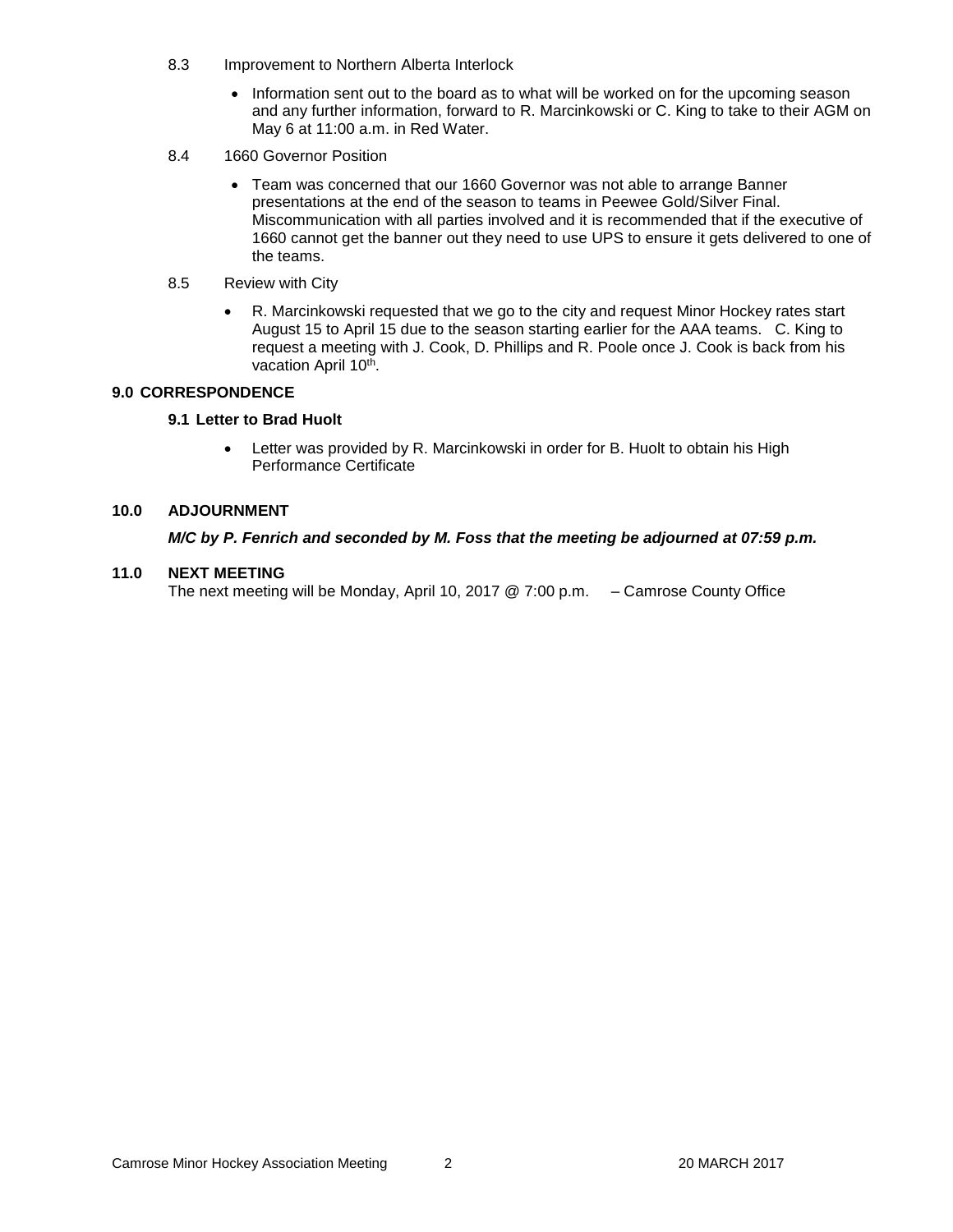8.3 Improvement to Northern Alberta Interlock

- Information sent out to the board as to what will be worked on for the upcoming season and any further information, forward to R. Marcinkowski or C. King to take to their AGM on May 6 at 11:00 a.m. in Red Water.

8.4 1660 Governor Position

- Team was concerned that our 1660 Governor was not able to arrange Banner presentations at the end of the season to teams in Peewee Gold/Silver Final. Miscommunication with all parties involved and it is recommended that if the executive of 1660 cannot get the banner out they need to use UPS to ensure it gets delivered to one of the teams.

8.5 Review with City

- R. Marcinkowski requested that we go to the city and request Minor Hockey rates start August 15 to April 15 due to the season starting earlier for the AAA teams. C. King to request a meeting with J. Cook, D. Phillips and R. Poole once J. Cook is back from his vacation April 10th.

## 9.0 CORRESPONDENCE

### 9.1 Letter to Brad Huolt

- Letter was provided by R. Marcinkowski in order for B. Huolt to obtain his High Performance Certificate

## 10.0 ADJOURNMENT

***M/C by P. Fenrich and seconded by M. Foss that the meeting be adjourned at 07:59 p.m.***

## 11.0 NEXT MEETING

The next meeting will be Monday, April 10, 2017 @ 7:00 p.m. – Camrose County Office